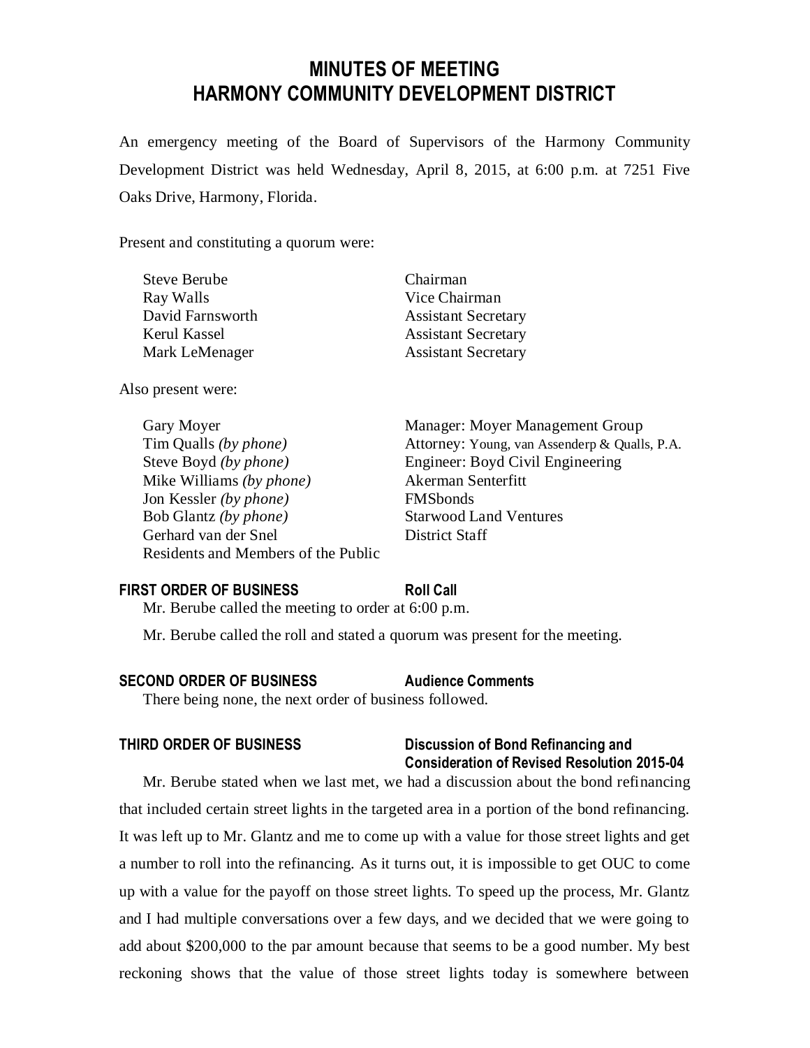# MINUTES OF MEETING
# HARMONY COMMUNITY DEVELOPMENT DISTRICT

An emergency meeting of the Board of Supervisors of the Harmony Community Development District was held Wednesday, April 8, 2015, at 6:00 p.m. at 7251 Five Oaks Drive, Harmony, Florida.

Present and constituting a quorum were:

| | |
|---|---|
| Steve Berube | Chairman |
| Ray Walls | Vice Chairman |
| David Farnsworth | Assistant Secretary |
| Kerul Kassel | Assistant Secretary |
| Mark LeMenager | Assistant Secretary |

Also present were:

| | |
|---|---|
| Gary Moyer | Manager: Moyer Management Group |
| Tim Qualls *(by phone)* | Attorney: Young, van Assenderp & Qualls, P.A. |
| Steve Boyd *(by phone)* | Engineer: Boyd Civil Engineering |
| Mike Williams *(by phone)* | Akerman Senterfitt |
| Jon Kessler *(by phone)* | FMSbonds |
| Bob Glantz *(by phone)* | Starwood Land Ventures |
| Gerhard van der Snel | District Staff |
| Residents and Members of the Public | |

**FIRST ORDER OF BUSINESS** **Roll Call**

Mr. Berube called the meeting to order at 6:00 p.m.

Mr. Berube called the roll and stated a quorum was present for the meeting.

**SECOND ORDER OF BUSINESS** **Audience Comments**

There being none, the next order of business followed.

**THIRD ORDER OF BUSINESS** **Discussion of Bond Refinancing and Consideration of Revised Resolution 2015-04**

Mr. Berube stated when we last met, we had a discussion about the bond refinancing that included certain street lights in the targeted area in a portion of the bond refinancing. It was left up to Mr. Glantz and me to come up with a value for those street lights and get a number to roll into the refinancing. As it turns out, it is impossible to get OUC to come up with a value for the payoff on those street lights. To speed up the process, Mr. Glantz and I had multiple conversations over a few days, and we decided that we were going to add about $200,000 to the par amount because that seems to be a good number. My best reckoning shows that the value of those street lights today is somewhere between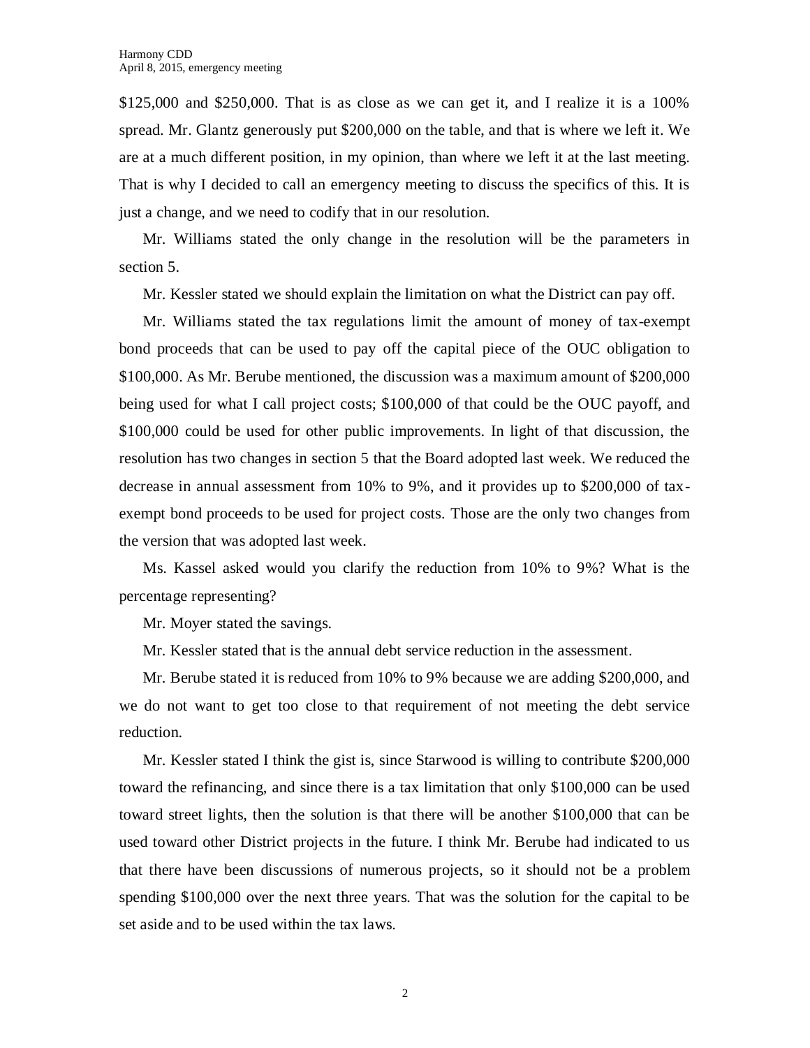$125,000 and $250,000. That is as close as we can get it, and I realize it is a 100% spread. Mr. Glantz generously put $200,000 on the table, and that is where we left it. We are at a much different position, in my opinion, than where we left it at the last meeting. That is why I decided to call an emergency meeting to discuss the specifics of this. It is just a change, and we need to codify that in our resolution.

Mr. Williams stated the only change in the resolution will be the parameters in section 5.

Mr. Kessler stated we should explain the limitation on what the District can pay off.

Mr. Williams stated the tax regulations limit the amount of money of tax-exempt bond proceeds that can be used to pay off the capital piece of the OUC obligation to $100,000. As Mr. Berube mentioned, the discussion was a maximum amount of $200,000 being used for what I call project costs; $100,000 of that could be the OUC payoff, and $100,000 could be used for other public improvements. In light of that discussion, the resolution has two changes in section 5 that the Board adopted last week. We reduced the decrease in annual assessment from 10% to 9%, and it provides up to $200,000 of tax-exempt bond proceeds to be used for project costs. Those are the only two changes from the version that was adopted last week.

Ms. Kassel asked would you clarify the reduction from 10% to 9%? What is the percentage representing?

Mr. Moyer stated the savings.

Mr. Kessler stated that is the annual debt service reduction in the assessment.

Mr. Berube stated it is reduced from 10% to 9% because we are adding $200,000, and we do not want to get too close to that requirement of not meeting the debt service reduction.

Mr. Kessler stated I think the gist is, since Starwood is willing to contribute $200,000 toward the refinancing, and since there is a tax limitation that only $100,000 can be used toward street lights, then the solution is that there will be another $100,000 that can be used toward other District projects in the future. I think Mr. Berube had indicated to us that there have been discussions of numerous projects, so it should not be a problem spending $100,000 over the next three years. That was the solution for the capital to be set aside and to be used within the tax laws.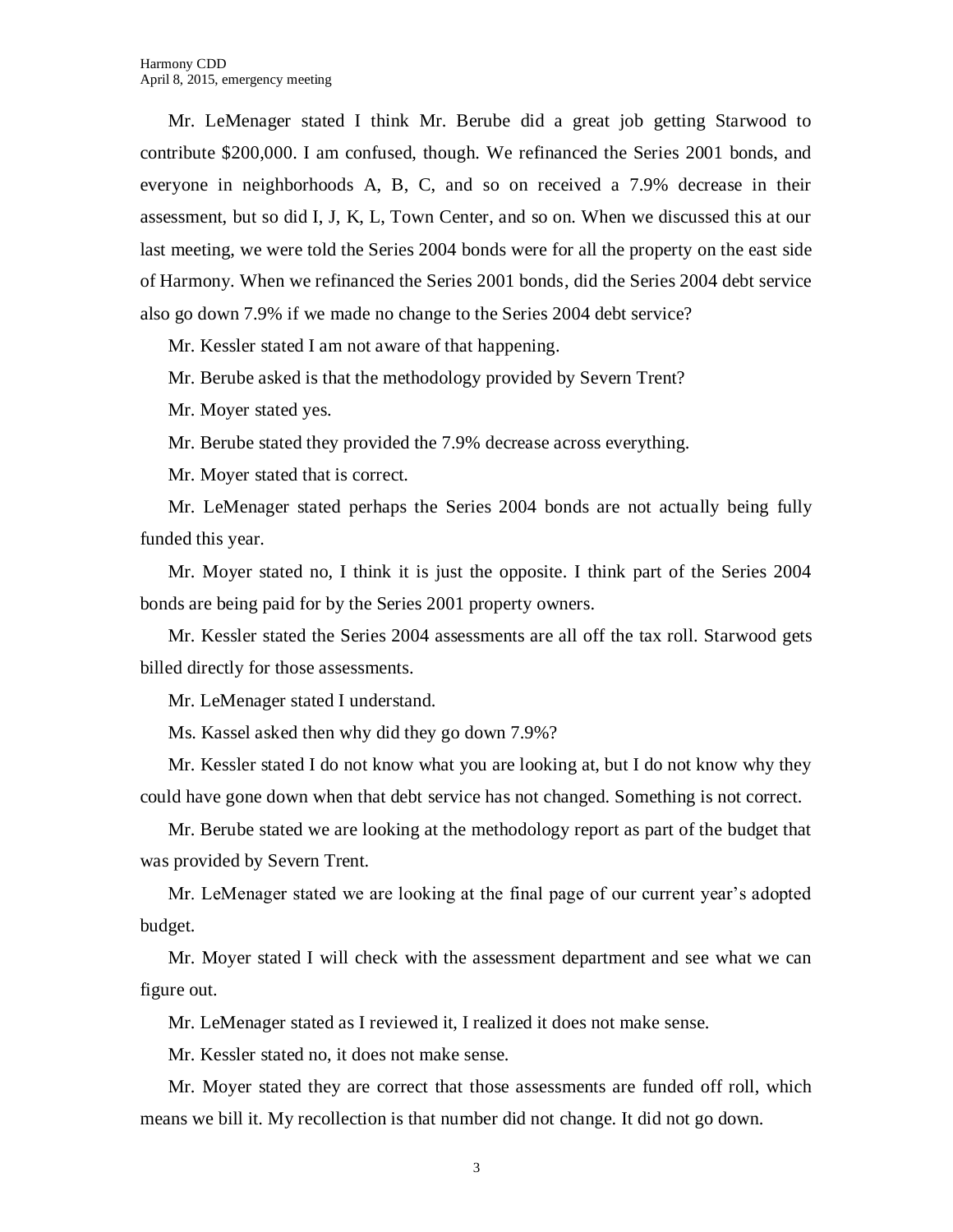Mr. LeMenager stated I think Mr. Berube did a great job getting Starwood to contribute $200,000. I am confused, though. We refinanced the Series 2001 bonds, and everyone in neighborhoods A, B, C, and so on received a 7.9% decrease in their assessment, but so did I, J, K, L, Town Center, and so on. When we discussed this at our last meeting, we were told the Series 2004 bonds were for all the property on the east side of Harmony. When we refinanced the Series 2001 bonds, did the Series 2004 debt service also go down 7.9% if we made no change to the Series 2004 debt service?

Mr. Kessler stated I am not aware of that happening.

Mr. Berube asked is that the methodology provided by Severn Trent?

Mr. Moyer stated yes.

Mr. Berube stated they provided the 7.9% decrease across everything.

Mr. Moyer stated that is correct.

Mr. LeMenager stated perhaps the Series 2004 bonds are not actually being fully funded this year.

Mr. Moyer stated no, I think it is just the opposite. I think part of the Series 2004 bonds are being paid for by the Series 2001 property owners.

Mr. Kessler stated the Series 2004 assessments are all off the tax roll. Starwood gets billed directly for those assessments.

Mr. LeMenager stated I understand.

Ms. Kassel asked then why did they go down 7.9%?

Mr. Kessler stated I do not know what you are looking at, but I do not know why they could have gone down when that debt service has not changed. Something is not correct.

Mr. Berube stated we are looking at the methodology report as part of the budget that was provided by Severn Trent.

Mr. LeMenager stated we are looking at the final page of our current year's adopted budget.

Mr. Moyer stated I will check with the assessment department and see what we can figure out.

Mr. LeMenager stated as I reviewed it, I realized it does not make sense.

Mr. Kessler stated no, it does not make sense.

Mr. Moyer stated they are correct that those assessments are funded off roll, which means we bill it. My recollection is that number did not change. It did not go down.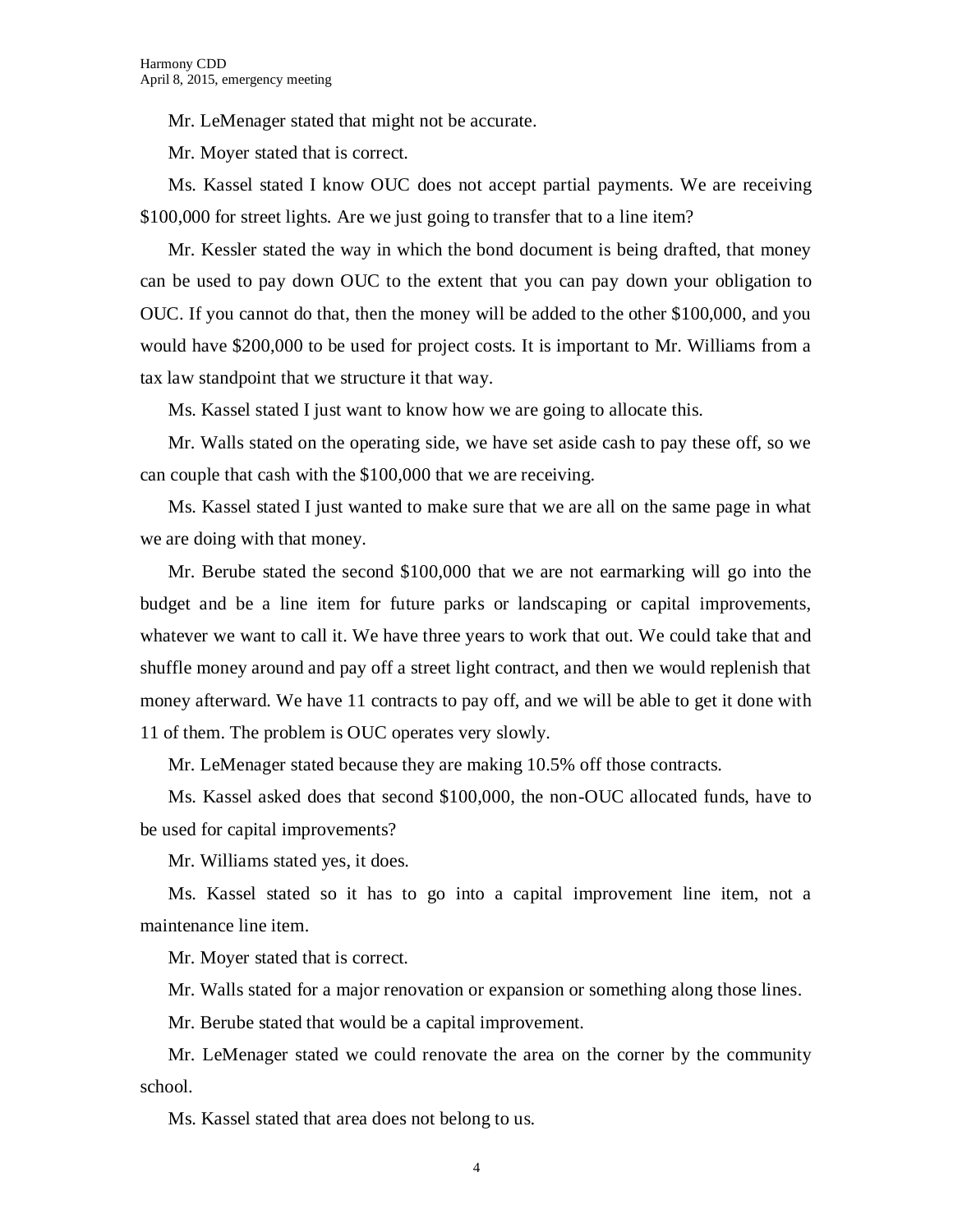Mr. LeMenager stated that might not be accurate.

Mr. Moyer stated that is correct.

Ms. Kassel stated I know OUC does not accept partial payments. We are receiving $100,000 for street lights. Are we just going to transfer that to a line item?

Mr. Kessler stated the way in which the bond document is being drafted, that money can be used to pay down OUC to the extent that you can pay down your obligation to OUC. If you cannot do that, then the money will be added to the other $100,000, and you would have $200,000 to be used for project costs. It is important to Mr. Williams from a tax law standpoint that we structure it that way.

Ms. Kassel stated I just want to know how we are going to allocate this.

Mr. Walls stated on the operating side, we have set aside cash to pay these off, so we can couple that cash with the $100,000 that we are receiving.

Ms. Kassel stated I just wanted to make sure that we are all on the same page in what we are doing with that money.

Mr. Berube stated the second $100,000 that we are not earmarking will go into the budget and be a line item for future parks or landscaping or capital improvements, whatever we want to call it. We have three years to work that out. We could take that and shuffle money around and pay off a street light contract, and then we would replenish that money afterward. We have 11 contracts to pay off, and we will be able to get it done with 11 of them. The problem is OUC operates very slowly.

Mr. LeMenager stated because they are making 10.5% off those contracts.

Ms. Kassel asked does that second $100,000, the non-OUC allocated funds, have to be used for capital improvements?

Mr. Williams stated yes, it does.

Ms. Kassel stated so it has to go into a capital improvement line item, not a maintenance line item.

Mr. Moyer stated that is correct.

Mr. Walls stated for a major renovation or expansion or something along those lines.

Mr. Berube stated that would be a capital improvement.

Mr. LeMenager stated we could renovate the area on the corner by the community school.

Ms. Kassel stated that area does not belong to us.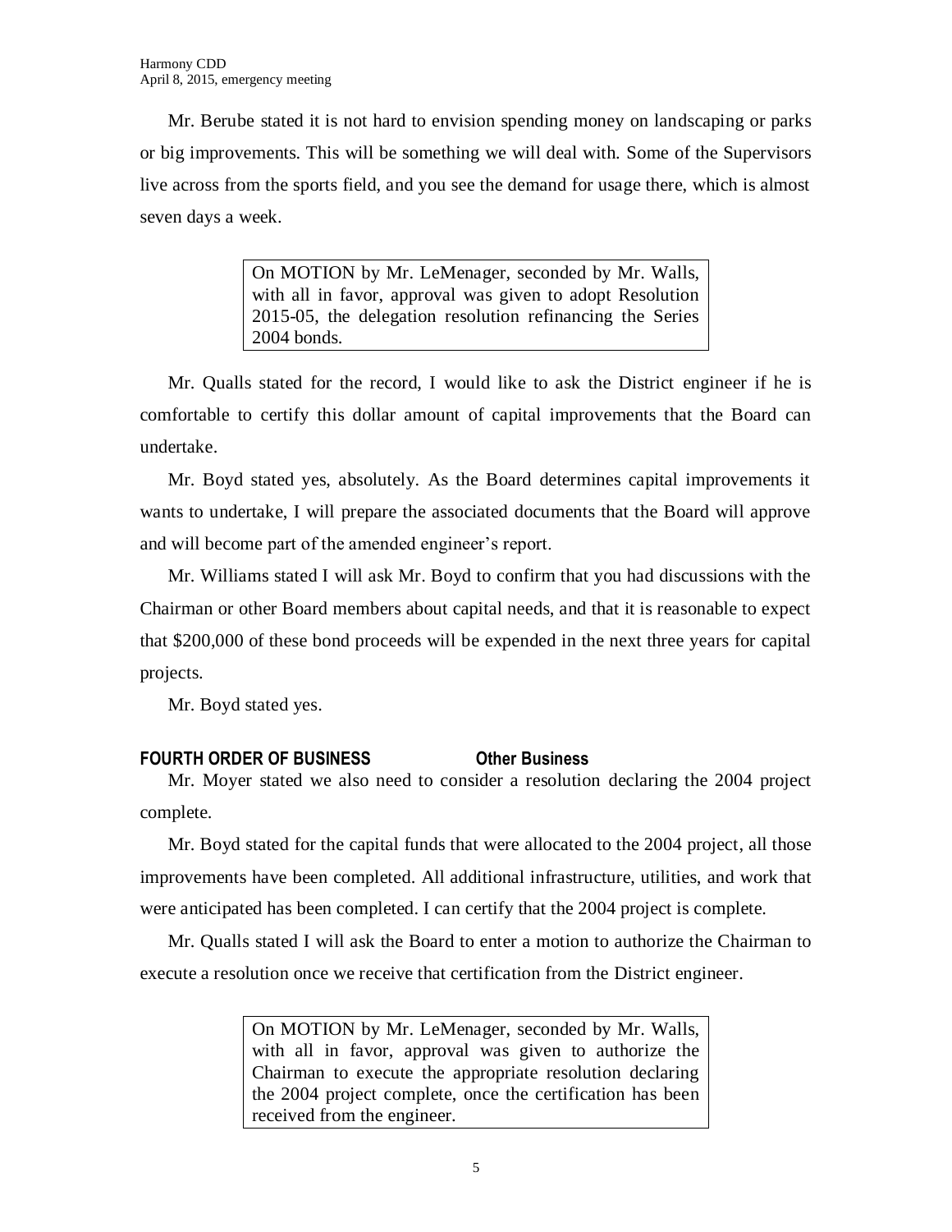Mr. Berube stated it is not hard to envision spending money on landscaping or parks or big improvements. This will be something we will deal with. Some of the Supervisors live across from the sports field, and you see the demand for usage there, which is almost seven days a week.

> On MOTION by Mr. LeMenager, seconded by Mr. Walls, with all in favor, approval was given to adopt Resolution 2015-05, the delegation resolution refinancing the Series 2004 bonds.

Mr. Qualls stated for the record, I would like to ask the District engineer if he is comfortable to certify this dollar amount of capital improvements that the Board can undertake.

Mr. Boyd stated yes, absolutely. As the Board determines capital improvements it wants to undertake, I will prepare the associated documents that the Board will approve and will become part of the amended engineer's report.

Mr. Williams stated I will ask Mr. Boyd to confirm that you had discussions with the Chairman or other Board members about capital needs, and that it is reasonable to expect that $200,000 of these bond proceeds will be expended in the next three years for capital projects.

Mr. Boyd stated yes.

**FOURTH ORDER OF BUSINESS Other Business**

Mr. Moyer stated we also need to consider a resolution declaring the 2004 project complete.

Mr. Boyd stated for the capital funds that were allocated to the 2004 project, all those improvements have been completed. All additional infrastructure, utilities, and work that were anticipated has been completed. I can certify that the 2004 project is complete.

Mr. Qualls stated I will ask the Board to enter a motion to authorize the Chairman to execute a resolution once we receive that certification from the District engineer.

> On MOTION by Mr. LeMenager, seconded by Mr. Walls, with all in favor, approval was given to authorize the Chairman to execute the appropriate resolution declaring the 2004 project complete, once the certification has been received from the engineer.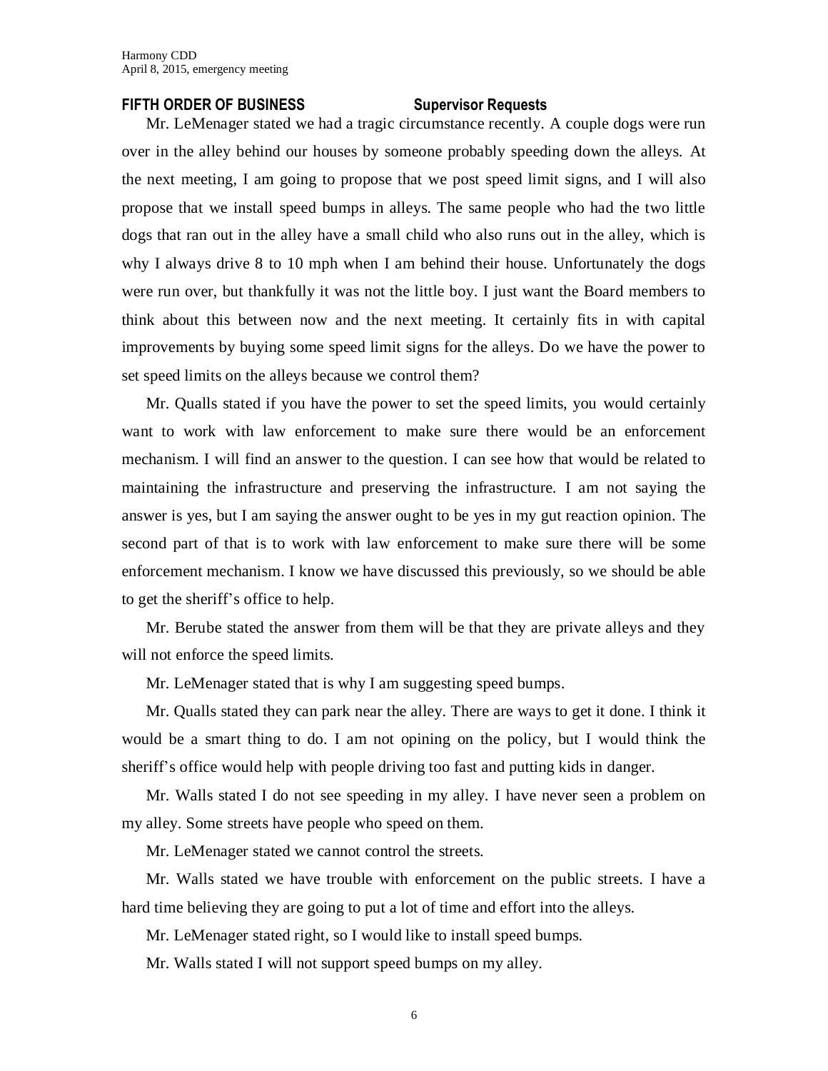## FIFTH ORDER OF BUSINESS Supervisor Requests

Mr. LeMenager stated we had a tragic circumstance recently. A couple dogs were run over in the alley behind our houses by someone probably speeding down the alleys. At the next meeting, I am going to propose that we post speed limit signs, and I will also propose that we install speed bumps in alleys. The same people who had the two little dogs that ran out in the alley have a small child who also runs out in the alley, which is why I always drive 8 to 10 mph when I am behind their house. Unfortunately the dogs were run over, but thankfully it was not the little boy. I just want the Board members to think about this between now and the next meeting. It certainly fits in with capital improvements by buying some speed limit signs for the alleys. Do we have the power to set speed limits on the alleys because we control them?

Mr. Qualls stated if you have the power to set the speed limits, you would certainly want to work with law enforcement to make sure there would be an enforcement mechanism. I will find an answer to the question. I can see how that would be related to maintaining the infrastructure and preserving the infrastructure. I am not saying the answer is yes, but I am saying the answer ought to be yes in my gut reaction opinion. The second part of that is to work with law enforcement to make sure there will be some enforcement mechanism. I know we have discussed this previously, so we should be able to get the sheriff's office to help.

Mr. Berube stated the answer from them will be that they are private alleys and they will not enforce the speed limits.

Mr. LeMenager stated that is why I am suggesting speed bumps.

Mr. Qualls stated they can park near the alley. There are ways to get it done. I think it would be a smart thing to do. I am not opining on the policy, but I would think the sheriff's office would help with people driving too fast and putting kids in danger.

Mr. Walls stated I do not see speeding in my alley. I have never seen a problem on my alley. Some streets have people who speed on them.

Mr. LeMenager stated we cannot control the streets.

Mr. Walls stated we have trouble with enforcement on the public streets. I have a hard time believing they are going to put a lot of time and effort into the alleys.

Mr. LeMenager stated right, so I would like to install speed bumps.

Mr. Walls stated I will not support speed bumps on my alley.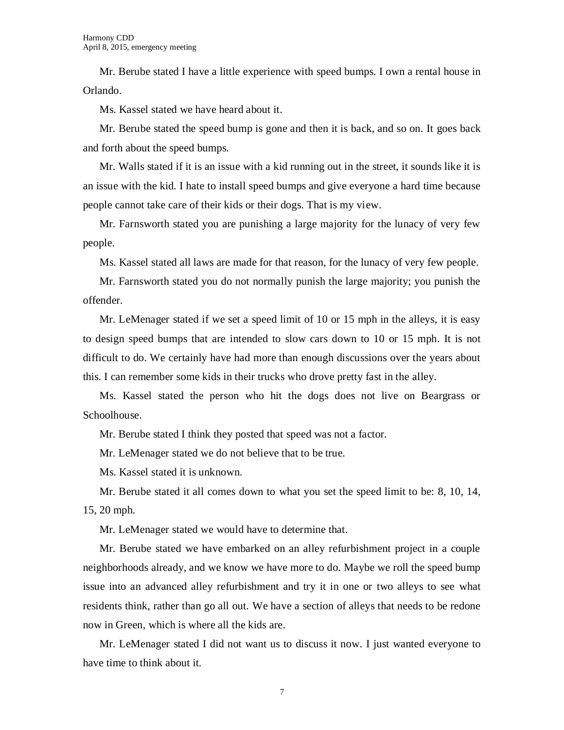Mr. Berube stated I have a little experience with speed bumps. I own a rental house in Orlando.

Ms. Kassel stated we have heard about it.

Mr. Berube stated the speed bump is gone and then it is back, and so on. It goes back and forth about the speed bumps.

Mr. Walls stated if it is an issue with a kid running out in the street, it sounds like it is an issue with the kid. I hate to install speed bumps and give everyone a hard time because people cannot take care of their kids or their dogs. That is my view.

Mr. Farnsworth stated you are punishing a large majority for the lunacy of very few people.

Ms. Kassel stated all laws are made for that reason, for the lunacy of very few people.

Mr. Farnsworth stated you do not normally punish the large majority; you punish the offender.

Mr. LeMenager stated if we set a speed limit of 10 or 15 mph in the alleys, it is easy to design speed bumps that are intended to slow cars down to 10 or 15 mph. It is not difficult to do. We certainly have had more than enough discussions over the years about this. I can remember some kids in their trucks who drove pretty fast in the alley.

Ms. Kassel stated the person who hit the dogs does not live on Beargrass or Schoolhouse.

Mr. Berube stated I think they posted that speed was not a factor.

Mr. LeMenager stated we do not believe that to be true.

Ms. Kassel stated it is unknown.

Mr. Berube stated it all comes down to what you set the speed limit to be: 8, 10, 14, 15, 20 mph.

Mr. LeMenager stated we would have to determine that.

Mr. Berube stated we have embarked on an alley refurbishment project in a couple neighborhoods already, and we know we have more to do. Maybe we roll the speed bump issue into an advanced alley refurbishment and try it in one or two alleys to see what residents think, rather than go all out. We have a section of alleys that needs to be redone now in Green, which is where all the kids are.

Mr. LeMenager stated I did not want us to discuss it now. I just wanted everyone to have time to think about it.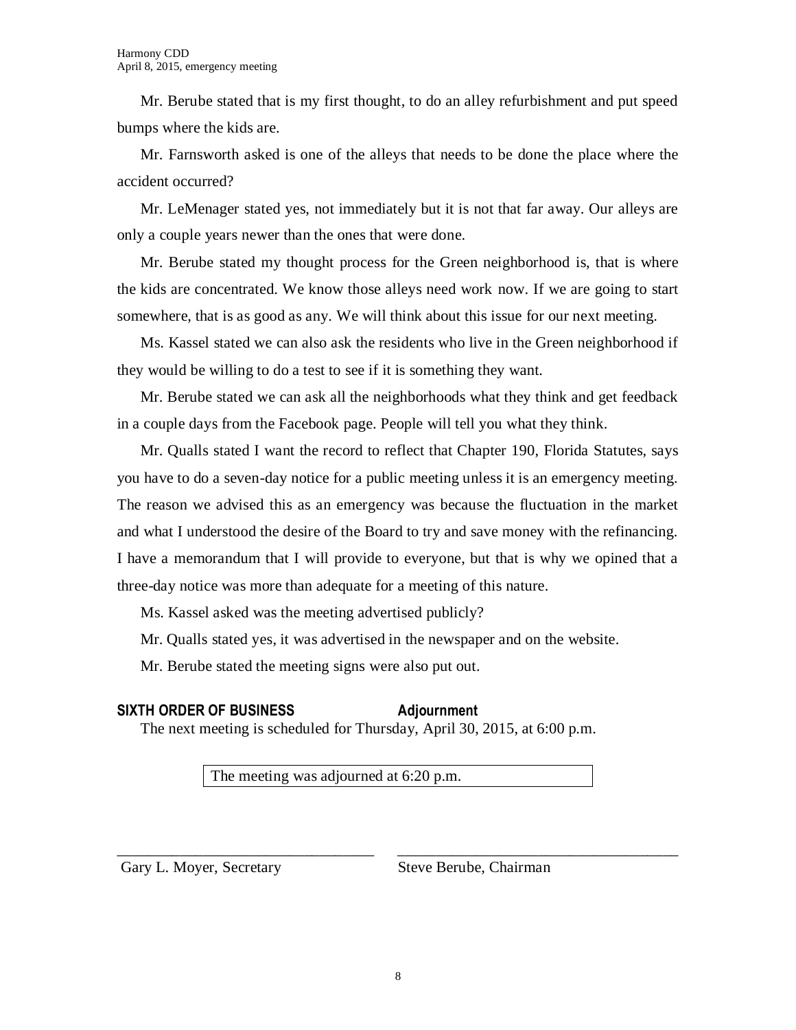Mr. Berube stated that is my first thought, to do an alley refurbishment and put speed bumps where the kids are.

Mr. Farnsworth asked is one of the alleys that needs to be done the place where the accident occurred?

Mr. LeMenager stated yes, not immediately but it is not that far away. Our alleys are only a couple years newer than the ones that were done.

Mr. Berube stated my thought process for the Green neighborhood is, that is where the kids are concentrated. We know those alleys need work now. If we are going to start somewhere, that is as good as any. We will think about this issue for our next meeting.

Ms. Kassel stated we can also ask the residents who live in the Green neighborhood if they would be willing to do a test to see if it is something they want.

Mr. Berube stated we can ask all the neighborhoods what they think and get feedback in a couple days from the Facebook page. People will tell you what they think.

Mr. Qualls stated I want the record to reflect that Chapter 190, Florida Statutes, says you have to do a seven-day notice for a public meeting unless it is an emergency meeting. The reason we advised this as an emergency was because the fluctuation in the market and what I understood the desire of the Board to try and save money with the refinancing. I have a memorandum that I will provide to everyone, but that is why we opined that a three-day notice was more than adequate for a meeting of this nature.

Ms. Kassel asked was the meeting advertised publicly?

Mr. Qualls stated yes, it was advertised in the newspaper and on the website.

Mr. Berube stated the meeting signs were also put out.

## SIXTH ORDER OF BUSINESS — Adjournment

The next meeting is scheduled for Thursday, April 30, 2015, at 6:00 p.m.

The meeting was adjourned at 6:20 p.m.

___________________________________ ___________________________________

Gary L. Moyer, Secretary — Steve Berube, Chairman